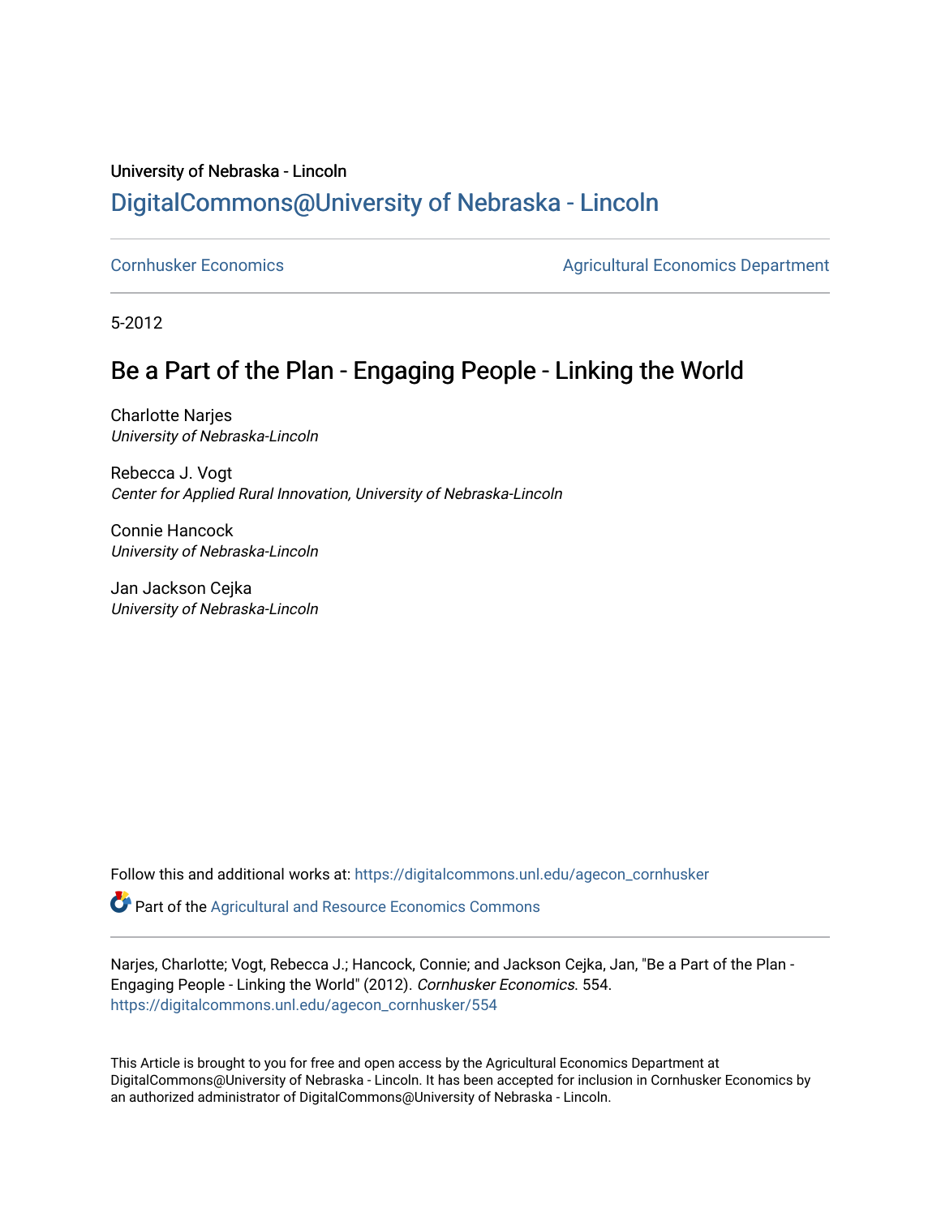University of Nebraska - Lincoln

## DigitalCommons@University of Nebraska - Lincoln

Cornhusker Economics | Agricultural Economics Department

5-2012

# Be a Part of the Plan - Engaging People - Linking the World

Charlotte Narjes
*University of Nebraska-Lincoln*

Rebecca J. Vogt
*Center for Applied Rural Innovation, University of Nebraska-Lincoln*

Connie Hancock
*University of Nebraska-Lincoln*

Jan Jackson Cejka
*University of Nebraska-Lincoln*

Follow this and additional works at: https://digitalcommons.unl.edu/agecon_cornhusker

Part of the Agricultural and Resource Economics Commons

Narjes, Charlotte; Vogt, Rebecca J.; Hancock, Connie; and Jackson Cejka, Jan, "Be a Part of the Plan - Engaging People - Linking the World" (2012). *Cornhusker Economics*. 554.
https://digitalcommons.unl.edu/agecon_cornhusker/554

This Article is brought to you for free and open access by the Agricultural Economics Department at DigitalCommons@University of Nebraska - Lincoln. It has been accepted for inclusion in Cornhusker Economics by an authorized administrator of DigitalCommons@University of Nebraska - Lincoln.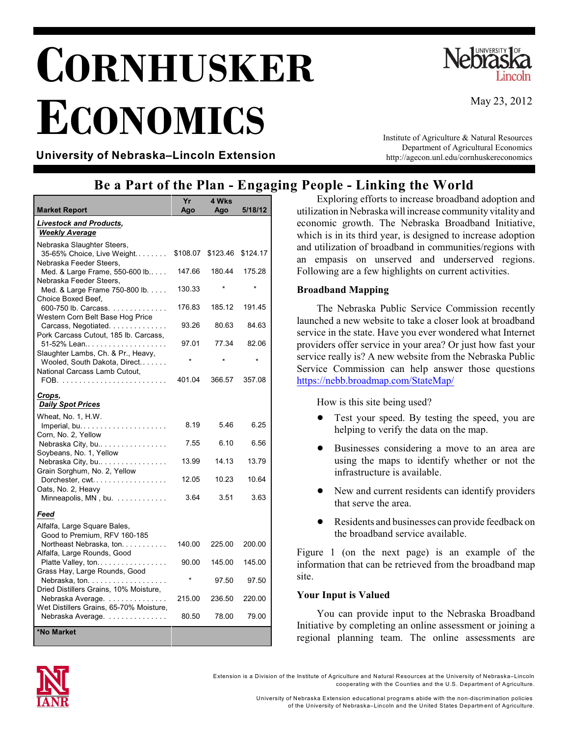# CORNHUSKER ECONOMICS

**University of Nebraska–Lincoln Extension**

May 23, 2012

Institute of Agriculture & Natural Resources
Department of Agricultural Economics
http://agecon.unl.edu/cornhuskereconomics

## Be a Part of the Plan - Engaging People - Linking the World

| Market Report | Yr Ago | 4 Wks Ago | 5/18/12 |
|---|---|---|---|
| ***Livestock and Products, Weekly Average*** | | | |
| Nebraska Slaughter Steers, 35-65% Choice, Live Weight. . . . . . . . | $108.07 | $123.46 | $124.17 |
| Nebraska Feeder Steers, Med. & Large Frame, 550-600 lb. . . . . | 147.66 | 180.44 | 175.28 |
| Nebraska Feeder Steers, Med. & Large Frame 750-800 lb. . . . . | 130.33 | * | * |
| Choice Boxed Beef, 600-750 lb. Carcass. . . . . . . . . . . . . . | 176.83 | 185.12 | 191.45 |
| Western Corn Belt Base Hog Price Carcass, Negotiated. . . . . . . . . . . . . . | 93.26 | 80.63 | 84.63 |
| Pork Carcass Cutout, 185 lb. Carcass, 51-52% Lean. . . . . . . . . . . . . . . . . . . | 97.01 | 77.34 | 82.06 |
| Slaughter Lambs, Ch. & Pr., Heavy, Wooled, South Dakota, Direct. . . . . . . | * | * | * |
| National Carcass Lamb Cutout, FOB. . . . . . . . . . . . . . . . . . . . . . . . . . | 401.04 | 366.57 | 357.08 |
| ***Crops, Daily Spot Prices*** | | | |
| Wheat, No. 1, H.W. Imperial, bu. . . . . . . . . . . . . . . . . . . . . | 8.19 | 5.46 | 6.25 |
| Corn, No. 2, Yellow Nebraska City, bu. . . . . . . . . . . . . . . . . | 7.55 | 6.10 | 6.56 |
| Soybeans, No. 1, Yellow Nebraska City, bu. . . . . . . . . . . . . . . . | 13.99 | 14.13 | 13.79 |
| Grain Sorghum, No. 2, Yellow Dorchester, cwt. . . . . . . . . . . . . . . . . . | 12.05 | 10.23 | 10.64 |
| Oats, No. 2, Heavy Minneapolis, MN , bu. . . . . . . . . . . . | 3.64 | 3.51 | 3.63 |
| ***Feed*** | | | |
| Alfalfa, Large Square Bales, Good to Premium, RFV 160-185 Northeast Nebraska, ton. . . . . . . . . . . | 140.00 | 225.00 | 200.00 |
| Alfalfa, Large Rounds, Good Platte Valley, ton. . . . . . . . . . . . . . . . . | 90.00 | 145.00 | 145.00 |
| Grass Hay, Large Rounds, Good Nebraska, ton. . . . . . . . . . . . . . . . . . . | * | 97.50 | 97.50 |
| Dried Distillers Grains, 10% Moisture, Nebraska Average. . . . . . . . . . . . . . | 215.00 | 236.50 | 220.00 |
| Wet Distillers Grains, 65-70% Moisture, Nebraska Average. . . . . . . . . . . . . . | 80.50 | 78.00 | 79.00 |
| *No Market | | | |

Exploring efforts to increase broadband adoption and utilization in Nebraska will increase community vitality and economic growth. The Nebraska Broadband Initiative, which is in its third year, is designed to increase adoption and utilization of broadband in communities/regions with an empasis on unserved and underserved regions. Following are a few highlights on current activities.

### Broadband Mapping

The Nebraska Public Service Commission recently launched a new website to take a closer look at broadband service in the state. Have you ever wondered what Internet providers offer service in your area? Or just how fast your service really is? A new website from the Nebraska Public Service Commission can help answer those questions https://nebb.broadmap.com/StateMap/

How is this site being used?

- Test your speed. By testing the speed, you are helping to verify the data on the map.
- Businesses considering a move to an area are using the maps to identify whether or not the infrastructure is available.
- New and current residents can identify providers that serve the area.
- Residents and businesses can provide feedback on the broadband service available.

Figure 1 (on the next page) is an example of the information that can be retrieved from the broadband map site.

### Your Input is Valued

You can provide input to the Nebraska Broadband Initiative by completing an online assessment or joining a regional planning team. The online assessments are

Extension is a Division of the Institute of Agriculture and Natural Resources at the University of Nebraska–Lincoln cooperating with the Counties and the U.S. Department of Agriculture.

University of Nebraska Extension educational programs abide with the non-discrimination policies of the University of Nebraska–Lincoln and the United States Department of Agriculture.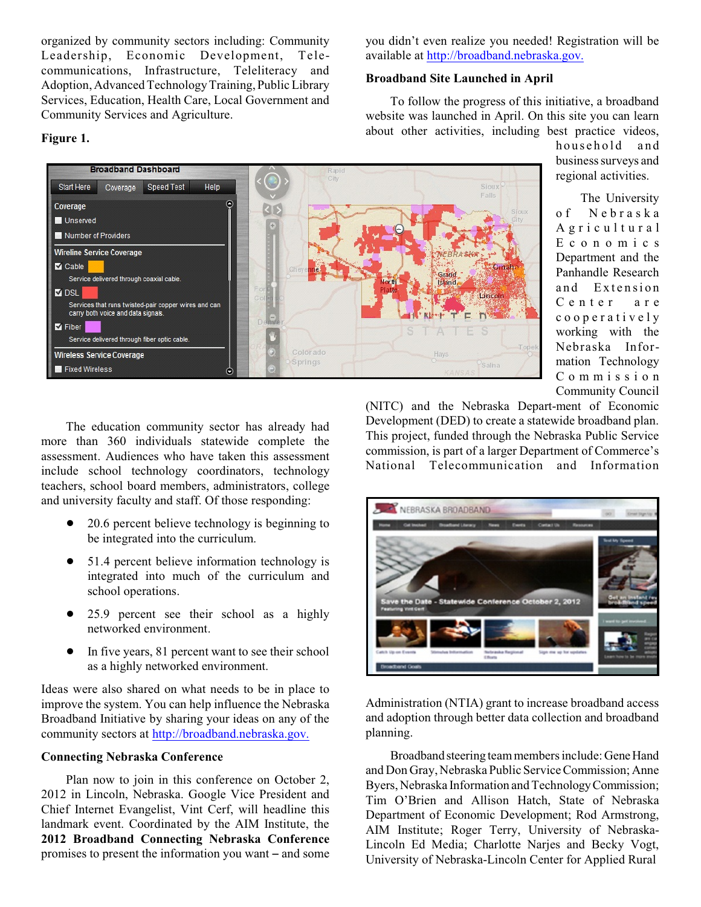organized by community sectors including: Community Leadership, Economic Development, Telecommunications, Infrastructure, Teleliteracy and Adoption, Advanced Technology Training, Public Library Services, Education, Health Care, Local Government and Community Services and Agriculture.

**Figure 1.**

The education community sector has already had more than 360 individuals statewide complete the assessment. Audiences who have taken this assessment include school technology coordinators, technology teachers, school board members, administrators, college and university faculty and staff. Of those responding:

- 20.6 percent believe technology is beginning to be integrated into the curriculum.
- 51.4 percent believe information technology is integrated into much of the curriculum and school operations.
- 25.9 percent see their school as a highly networked environment.
- In five years, 81 percent want to see their school as a highly networked environment.

Ideas were also shared on what needs to be in place to improve the system. You can help influence the Nebraska Broadband Initiative by sharing your ideas on any of the community sectors at http://broadband.nebraska.gov.

**Connecting Nebraska Conference**

Plan now to join in this conference on October 2, 2012 in Lincoln, Nebraska. Google Vice President and Chief Internet Evangelist, Vint Cerf, will headline this landmark event. Coordinated by the AIM Institute, the **2012 Broadband Connecting Nebraska Conference** promises to present the information you want – and some you didn't even realize you needed! Registration will be available at http://broadband.nebraska.gov.

**Broadband Site Launched in April**

To follow the progress of this initiative, a broadband website was launched in April. On this site you can learn about other activities, including best practice videos, household and business surveys and regional activities.

The University of Nebraska Agricultural Economics Department and the Panhandle Research and Extension Center are cooperatively working with the Nebraska Information Technology Commission Community Council (NITC) and the Nebraska Depart-ment of Economic Development (DED) to create a statewide broadband plan. This project, funded through the Nebraska Public Service commission, is part of a larger Department of Commerce's National Telecommunication and Information Administration (NTIA) grant to increase broadband access and adoption through better data collection and broadband planning.

Broadband steering team members include: Gene Hand and Don Gray, Nebraska Public Service Commission; Anne Byers, Nebraska Information and Technology Commission; Tim O'Brien and Allison Hatch, State of Nebraska Department of Economic Development; Rod Armstrong, AIM Institute; Roger Terry, University of Nebraska-Lincoln Ed Media; Charlotte Narjes and Becky Vogt, University of Nebraska-Lincoln Center for Applied Rural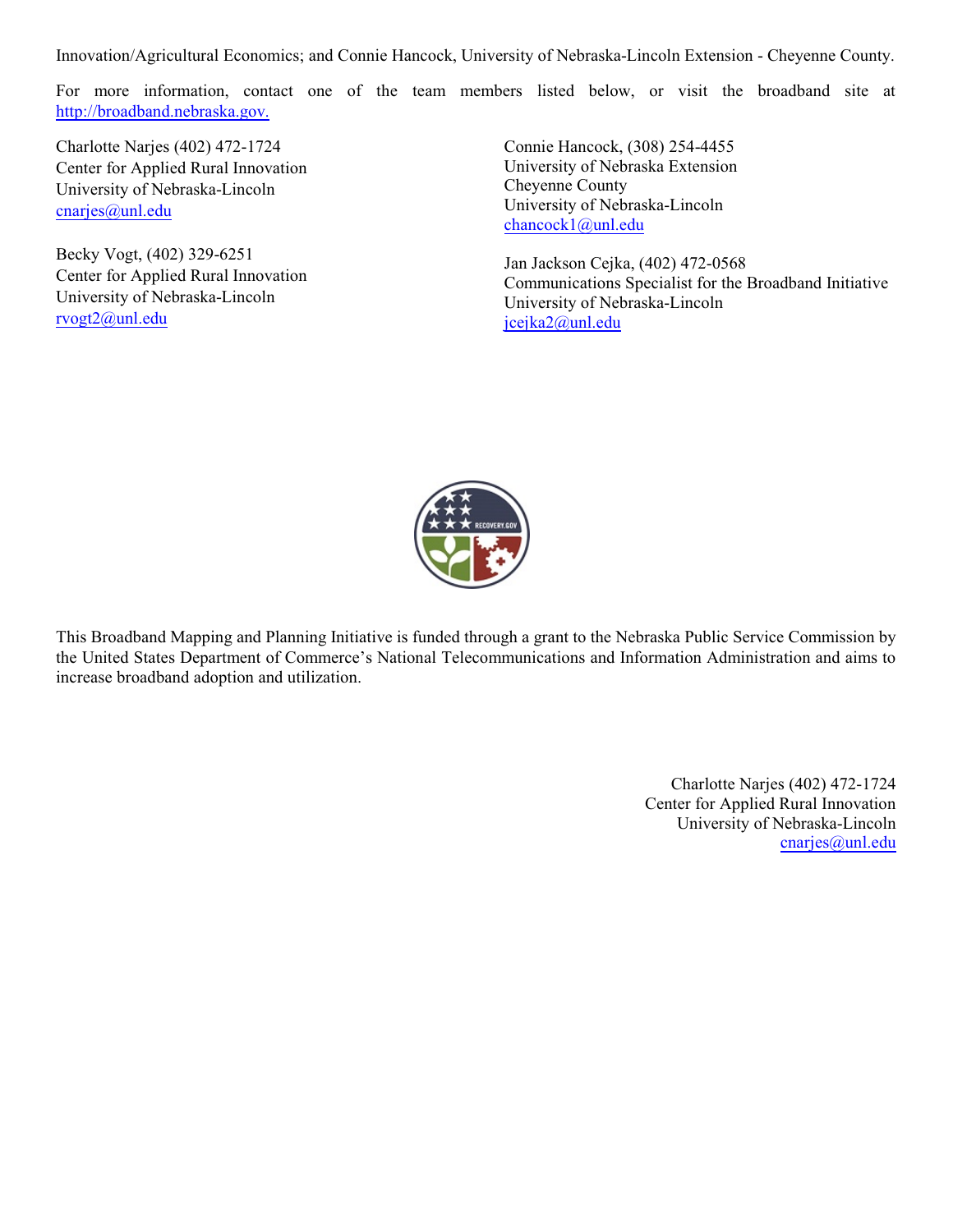Innovation/Agricultural Economics; and Connie Hancock, University of Nebraska-Lincoln Extension - Cheyenne County.

For more information, contact one of the team members listed below, or visit the broadband site at http://broadband.nebraska.gov.

Charlotte Narjes (402) 472-1724
Center for Applied Rural Innovation
University of Nebraska-Lincoln
cnarjes@unl.edu

Becky Vogt, (402) 329-6251
Center for Applied Rural Innovation
University of Nebraska-Lincoln
rvogt2@unl.edu

Connie Hancock, (308) 254-4455
University of Nebraska Extension
Cheyenne County
University of Nebraska-Lincoln
chancock1@unl.edu

Jan Jackson Cejka, (402) 472-0568
Communications Specialist for the Broadband Initiative
University of Nebraska-Lincoln
jcejka2@unl.edu

This Broadband Mapping and Planning Initiative is funded through a grant to the Nebraska Public Service Commission by the United States Department of Commerce's National Telecommunications and Information Administration and aims to increase broadband adoption and utilization.

Charlotte Narjes (402) 472-1724
Center for Applied Rural Innovation
University of Nebraska-Lincoln
cnarjes@unl.edu